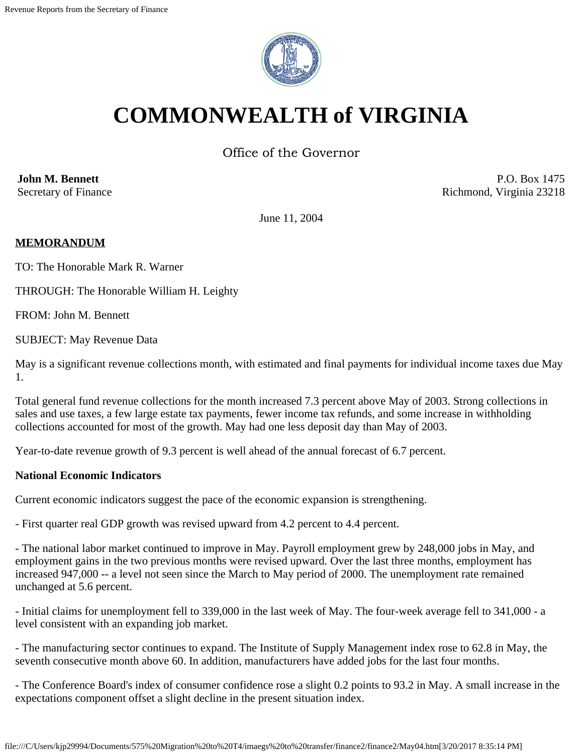# COMMONWEALTH of VIRGINIA

Office of the Governor

**John M. Bennett**
Secretary of Finance

P.O. Box 1475
Richmond, Virginia 23218

June 11, 2004

**MEMORANDUM**

TO: The Honorable Mark R. Warner

THROUGH: The Honorable William H. Leighty

FROM: John M. Bennett

SUBJECT: May Revenue Data

May is a significant revenue collections month, with estimated and final payments for individual income taxes due May 1.

Total general fund revenue collections for the month increased 7.3 percent above May of 2003. Strong collections in sales and use taxes, a few large estate tax payments, fewer income tax refunds, and some increase in withholding collections accounted for most of the growth. May had one less deposit day than May of 2003.

Year-to-date revenue growth of 9.3 percent is well ahead of the annual forecast of 6.7 percent.

**National Economic Indicators**

Current economic indicators suggest the pace of the economic expansion is strengthening.

- First quarter real GDP growth was revised upward from 4.2 percent to 4.4 percent.

- The national labor market continued to improve in May. Payroll employment grew by 248,000 jobs in May, and employment gains in the two previous months were revised upward. Over the last three months, employment has increased 947,000 -- a level not seen since the March to May period of 2000. The unemployment rate remained unchanged at 5.6 percent.

- Initial claims for unemployment fell to 339,000 in the last week of May. The four-week average fell to 341,000 - a level consistent with an expanding job market.

- The manufacturing sector continues to expand. The Institute of Supply Management index rose to 62.8 in May, the seventh consecutive month above 60. In addition, manufacturers have added jobs for the last four months.

- The Conference Board's index of consumer confidence rose a slight 0.2 points to 93.2 in May. A small increase in the expectations component offset a slight decline in the present situation index.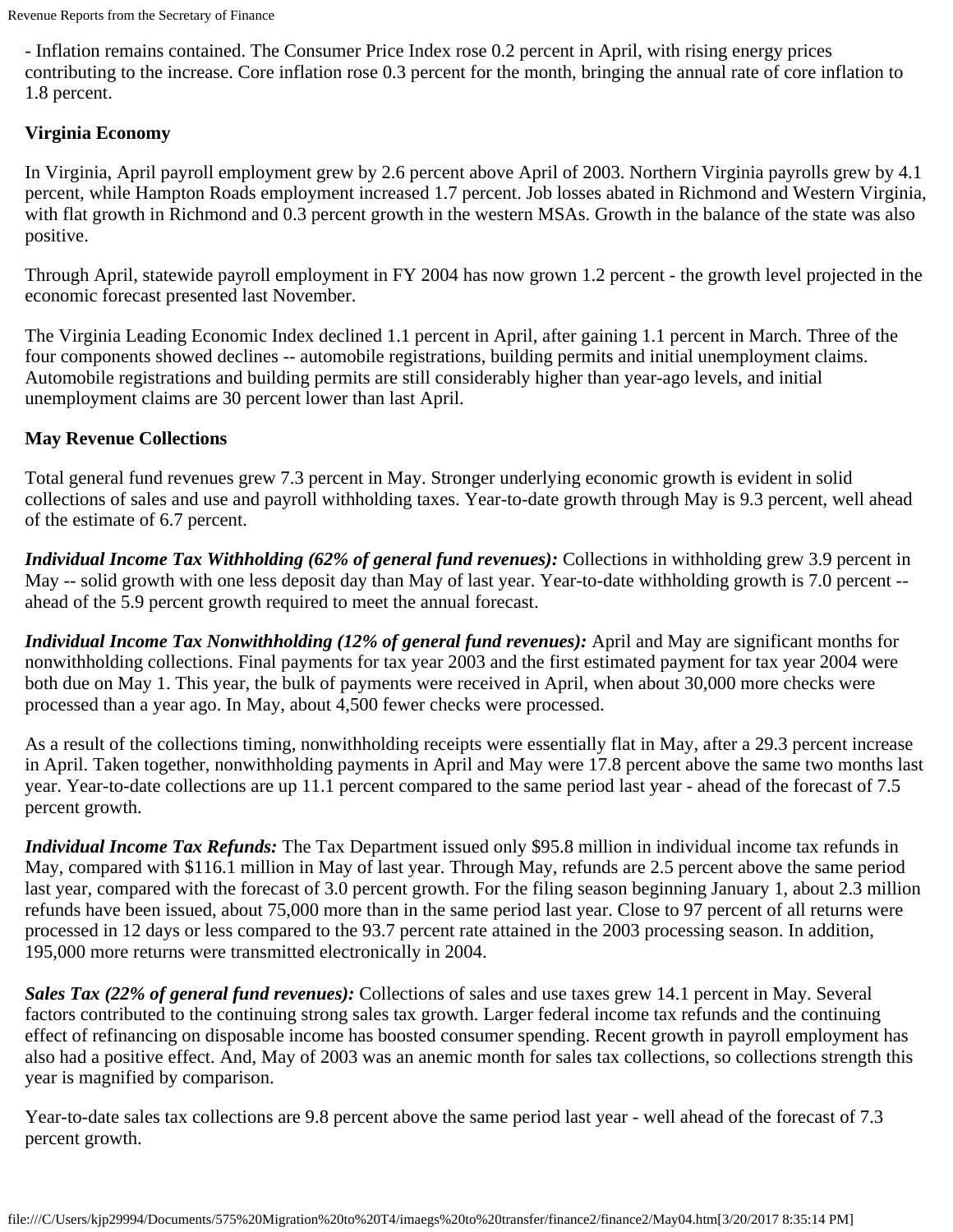- Inflation remains contained. The Consumer Price Index rose 0.2 percent in April, with rising energy prices contributing to the increase. Core inflation rose 0.3 percent for the month, bringing the annual rate of core inflation to 1.8 percent.

**Virginia Economy**

In Virginia, April payroll employment grew by 2.6 percent above April of 2003. Northern Virginia payrolls grew by 4.1 percent, while Hampton Roads employment increased 1.7 percent. Job losses abated in Richmond and Western Virginia, with flat growth in Richmond and 0.3 percent growth in the western MSAs. Growth in the balance of the state was also positive.

Through April, statewide payroll employment in FY 2004 has now grown 1.2 percent - the growth level projected in the economic forecast presented last November.

The Virginia Leading Economic Index declined 1.1 percent in April, after gaining 1.1 percent in March. Three of the four components showed declines -- automobile registrations, building permits and initial unemployment claims. Automobile registrations and building permits are still considerably higher than year-ago levels, and initial unemployment claims are 30 percent lower than last April.

**May Revenue Collections**

Total general fund revenues grew 7.3 percent in May. Stronger underlying economic growth is evident in solid collections of sales and use and payroll withholding taxes. Year-to-date growth through May is 9.3 percent, well ahead of the estimate of 6.7 percent.

***Individual Income Tax Withholding (62% of general fund revenues):*** Collections in withholding grew 3.9 percent in May -- solid growth with one less deposit day than May of last year. Year-to-date withholding growth is 7.0 percent -- ahead of the 5.9 percent growth required to meet the annual forecast.

***Individual Income Tax Nonwithholding (12% of general fund revenues):*** April and May are significant months for nonwithholding collections. Final payments for tax year 2003 and the first estimated payment for tax year 2004 were both due on May 1. This year, the bulk of payments were received in April, when about 30,000 more checks were processed than a year ago. In May, about 4,500 fewer checks were processed.

As a result of the collections timing, nonwithholding receipts were essentially flat in May, after a 29.3 percent increase in April. Taken together, nonwithholding payments in April and May were 17.8 percent above the same two months last year. Year-to-date collections are up 11.1 percent compared to the same period last year - ahead of the forecast of 7.5 percent growth.

***Individual Income Tax Refunds:*** The Tax Department issued only $95.8 million in individual income tax refunds in May, compared with $116.1 million in May of last year. Through May, refunds are 2.5 percent above the same period last year, compared with the forecast of 3.0 percent growth. For the filing season beginning January 1, about 2.3 million refunds have been issued, about 75,000 more than in the same period last year. Close to 97 percent of all returns were processed in 12 days or less compared to the 93.7 percent rate attained in the 2003 processing season. In addition, 195,000 more returns were transmitted electronically in 2004.

***Sales Tax (22% of general fund revenues):*** Collections of sales and use taxes grew 14.1 percent in May. Several factors contributed to the continuing strong sales tax growth. Larger federal income tax refunds and the continuing effect of refinancing on disposable income has boosted consumer spending. Recent growth in payroll employment has also had a positive effect. And, May of 2003 was an anemic month for sales tax collections, so collections strength this year is magnified by comparison.

Year-to-date sales tax collections are 9.8 percent above the same period last year - well ahead of the forecast of 7.3 percent growth.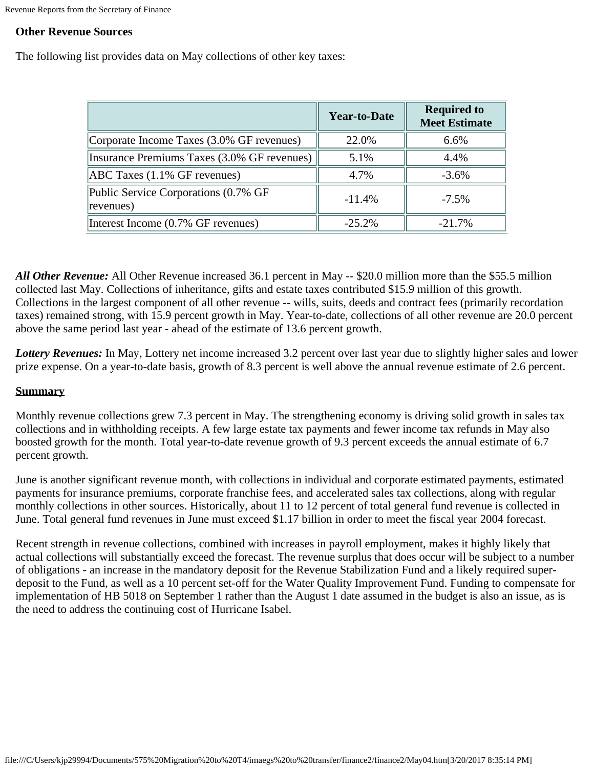**Other Revenue Sources**

The following list provides data on May collections of other key taxes:

| | Year-to-Date | Required to Meet Estimate |
|---|---|---|
| Corporate Income Taxes (3.0% GF revenues) | 22.0% | 6.6% |
| Insurance Premiums Taxes (3.0% GF revenues) | 5.1% | 4.4% |
| ABC Taxes (1.1% GF revenues) | 4.7% | -3.6% |
| Public Service Corporations (0.7% GF revenues) | -11.4% | -7.5% |
| Interest Income (0.7% GF revenues) | -25.2% | -21.7% |

***All Other Revenue:*** All Other Revenue increased 36.1 percent in May -- $20.0 million more than the $55.5 million collected last May. Collections of inheritance, gifts and estate taxes contributed $15.9 million of this growth. Collections in the largest component of all other revenue -- wills, suits, deeds and contract fees (primarily recordation taxes) remained strong, with 15.9 percent growth in May. Year-to-date, collections of all other revenue are 20.0 percent above the same period last year - ahead of the estimate of 13.6 percent growth.

***Lottery Revenues:*** In May, Lottery net income increased 3.2 percent over last year due to slightly higher sales and lower prize expense. On a year-to-date basis, growth of 8.3 percent is well above the annual revenue estimate of 2.6 percent.

**Summary**

Monthly revenue collections grew 7.3 percent in May. The strengthening economy is driving solid growth in sales tax collections and in withholding receipts. A few large estate tax payments and fewer income tax refunds in May also boosted growth for the month. Total year-to-date revenue growth of 9.3 percent exceeds the annual estimate of 6.7 percent growth.

June is another significant revenue month, with collections in individual and corporate estimated payments, estimated payments for insurance premiums, corporate franchise fees, and accelerated sales tax collections, along with regular monthly collections in other sources. Historically, about 11 to 12 percent of total general fund revenue is collected in June. Total general fund revenues in June must exceed $1.17 billion in order to meet the fiscal year 2004 forecast.

Recent strength in revenue collections, combined with increases in payroll employment, makes it highly likely that actual collections will substantially exceed the forecast. The revenue surplus that does occur will be subject to a number of obligations - an increase in the mandatory deposit for the Revenue Stabilization Fund and a likely required super-deposit to the Fund, as well as a 10 percent set-off for the Water Quality Improvement Fund. Funding to compensate for implementation of HB 5018 on September 1 rather than the August 1 date assumed in the budget is also an issue, as is the need to address the continuing cost of Hurricane Isabel.